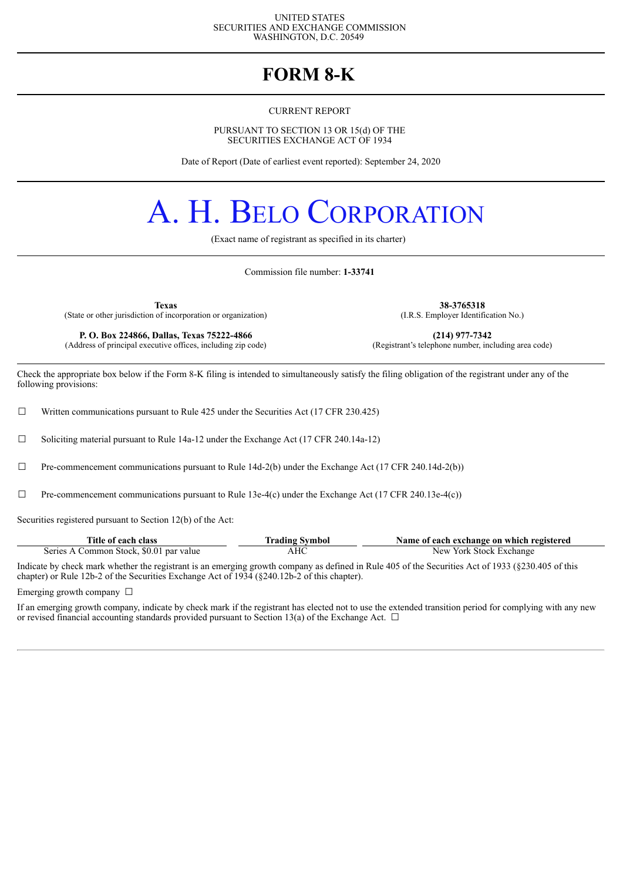UNITED STATES
SECURITIES AND EXCHANGE COMMISSION
WASHINGTON, D.C. 20549

# FORM 8-K

CURRENT REPORT

PURSUANT TO SECTION 13 OR 15(d) OF THE
SECURITIES EXCHANGE ACT OF 1934

Date of Report (Date of earliest event reported): September 24, 2020

# A. H. BELO CORPORATION

(Exact name of registrant as specified in its charter)

Commission file number: **1-33741**

| | |
|---|---|
| **Texas** (State or other jurisdiction of incorporation or organization) | **38-3765318** (I.R.S. Employer Identification No.) |
| **P. O. Box 224866, Dallas, Texas 75222-4866** (Address of principal executive offices, including zip code) | **(214) 977-7342** (Registrant's telephone number, including area code) |

Check the appropriate box below if the Form 8-K filing is intended to simultaneously satisfy the filing obligation of the registrant under any of the following provisions:

☐ Written communications pursuant to Rule 425 under the Securities Act (17 CFR 230.425)

☐ Soliciting material pursuant to Rule 14a-12 under the Exchange Act (17 CFR 240.14a-12)

☐ Pre-commencement communications pursuant to Rule 14d-2(b) under the Exchange Act (17 CFR 240.14d-2(b))

☐ Pre-commencement communications pursuant to Rule 13e-4(c) under the Exchange Act (17 CFR 240.13e-4(c))

Securities registered pursuant to Section 12(b) of the Act:

| Title of each class | Trading Symbol | Name of each exchange on which registered |
|---|---|---|
| Series A Common Stock, $0.01 par value | AHC | New York Stock Exchange |

Indicate by check mark whether the registrant is an emerging growth company as defined in Rule 405 of the Securities Act of 1933 (§230.405 of this chapter) or Rule 12b-2 of the Securities Exchange Act of 1934 (§240.12b-2 of this chapter).

Emerging growth company ☐

If an emerging growth company, indicate by check mark if the registrant has elected not to use the extended transition period for complying with any new or revised financial accounting standards provided pursuant to Section 13(a) of the Exchange Act. ☐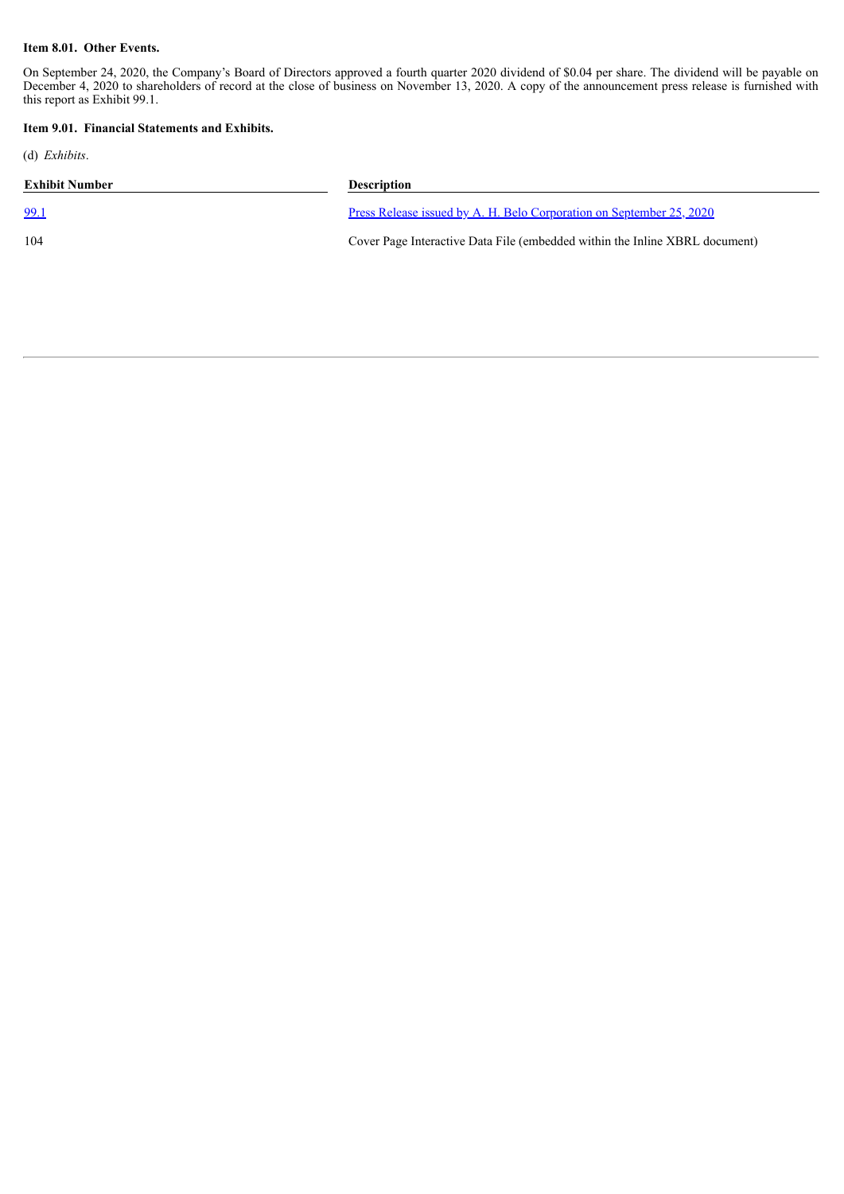**Item 8.01. Other Events.**

On September 24, 2020, the Company's Board of Directors approved a fourth quarter 2020 dividend of $0.04 per share. The dividend will be payable on December 4, 2020 to shareholders of record at the close of business on November 13, 2020. A copy of the announcement press release is furnished with this report as Exhibit 99.1.

**Item 9.01. Financial Statements and Exhibits.**

(d) *Exhibits*.

| Exhibit Number | Description |
| --- | --- |
| 99.1 | Press Release issued by A. H. Belo Corporation on September 25, 2020 |
| 104 | Cover Page Interactive Data File (embedded within the Inline XBRL document) |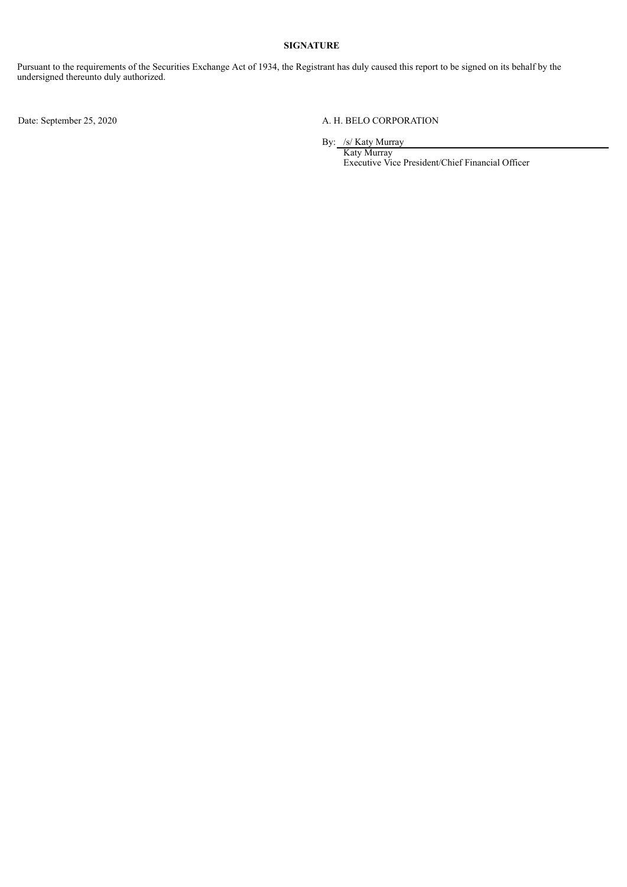**SIGNATURE**

Pursuant to the requirements of the Securities Exchange Act of 1934, the Registrant has duly caused this report to be signed on its behalf by the undersigned thereunto duly authorized.

Date: September 25, 2020

A. H. BELO CORPORATION

By: /s/ Katy Murray

Katy Murray

Executive Vice President/Chief Financial Officer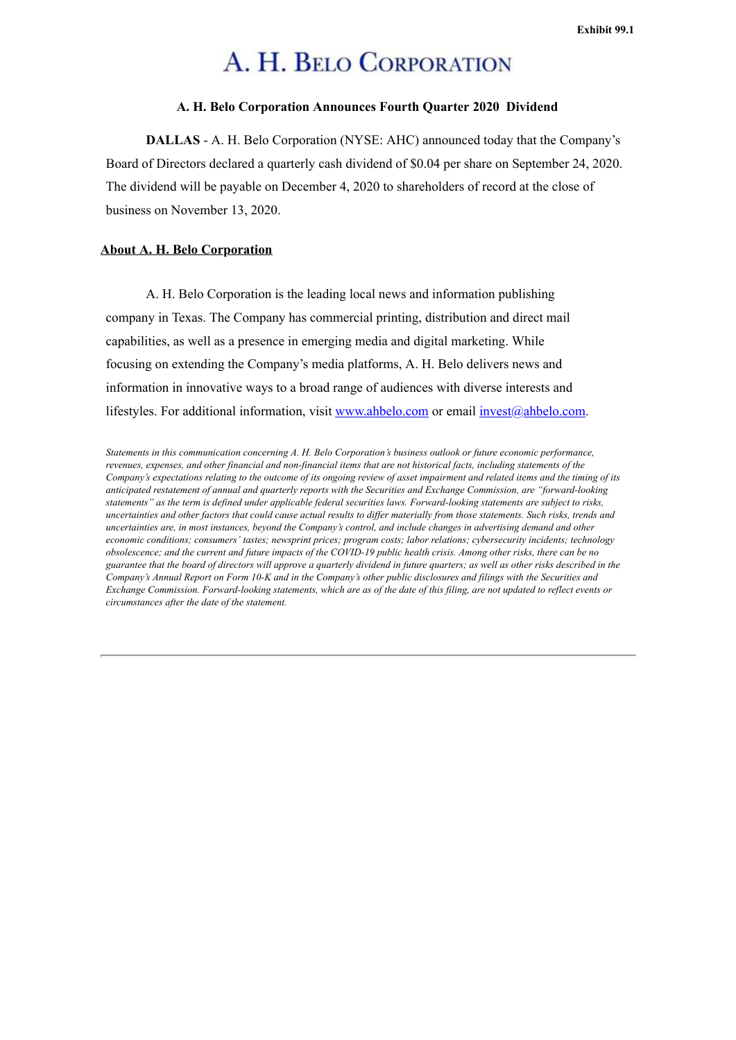Exhibit 99.1

# A. H. Belo Corporation

**A. H. Belo Corporation Announces Fourth Quarter 2020 Dividend**

**DALLAS** - A. H. Belo Corporation (NYSE: AHC) announced today that the Company's Board of Directors declared a quarterly cash dividend of $0.04 per share on September 24, 2020. The dividend will be payable on December 4, 2020 to shareholders of record at the close of business on November 13, 2020.

## About A. H. Belo Corporation

A. H. Belo Corporation is the leading local news and information publishing company in Texas. The Company has commercial printing, distribution and direct mail capabilities, as well as a presence in emerging media and digital marketing. While focusing on extending the Company's media platforms, A. H. Belo delivers news and information in innovative ways to a broad range of audiences with diverse interests and lifestyles. For additional information, visit www.ahbelo.com or email invest@ahbelo.com.

*Statements in this communication concerning A. H. Belo Corporation's business outlook or future economic performance, revenues, expenses, and other financial and non-financial items that are not historical facts, including statements of the Company's expectations relating to the outcome of its ongoing review of asset impairment and related items and the timing of its anticipated restatement of annual and quarterly reports with the Securities and Exchange Commission, are "forward-looking statements" as the term is defined under applicable federal securities laws. Forward-looking statements are subject to risks, uncertainties and other factors that could cause actual results to differ materially from those statements. Such risks, trends and uncertainties are, in most instances, beyond the Company's control, and include changes in advertising demand and other economic conditions; consumers' tastes; newsprint prices; program costs; labor relations; cybersecurity incidents; technology obsolescence; and the current and future impacts of the COVID-19 public health crisis. Among other risks, there can be no guarantee that the board of directors will approve a quarterly dividend in future quarters; as well as other risks described in the Company's Annual Report on Form 10-K and in the Company's other public disclosures and filings with the Securities and Exchange Commission. Forward-looking statements, which are as of the date of this filing, are not updated to reflect events or circumstances after the date of the statement.*